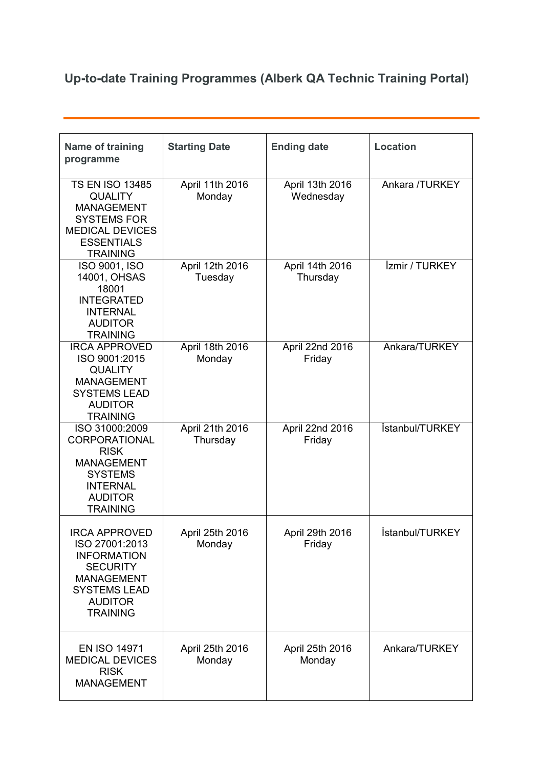## Up-to-date Training Programmes (Alberk QA Technic Training Portal)

---

| Name of training programme | Starting Date | Ending date | Location |
|---|---|---|---|
| TS EN ISO 13485 QUALITY MANAGEMENT SYSTEMS FOR MEDICAL DEVICES ESSENTIALS TRAINING | April 11th 2016 Monday | April 13th 2016 Wednesday | Ankara /TURKEY |
| ISO 9001, ISO 14001, OHSAS 18001 INTEGRATED INTERNAL AUDITOR TRAINING | April 12th 2016 Tuesday | April 14th 2016 Thursday | İzmir / TURKEY |
| IRCA APPROVED ISO 9001:2015 QUALITY MANAGEMENT SYSTEMS LEAD AUDITOR TRAINING | April 18th 2016 Monday | April 22nd 2016 Friday | Ankara/TURKEY |
| ISO 31000:2009 CORPORATIONAL RISK MANAGEMENT SYSTEMS INTERNAL AUDITOR TRAINING | April 21th 2016 Thursday | April 22nd 2016 Friday | İstanbul/TURKEY |
| IRCA APPROVED ISO 27001:2013 INFORMATION SECURITY MANAGEMENT SYSTEMS LEAD AUDITOR TRAINING | April 25th 2016 Monday | April 29th 2016 Friday | İstanbul/TURKEY |
| EN ISO 14971 MEDICAL DEVICES RISK MANAGEMENT | April 25th 2016 Monday | April 25th 2016 Monday | Ankara/TURKEY |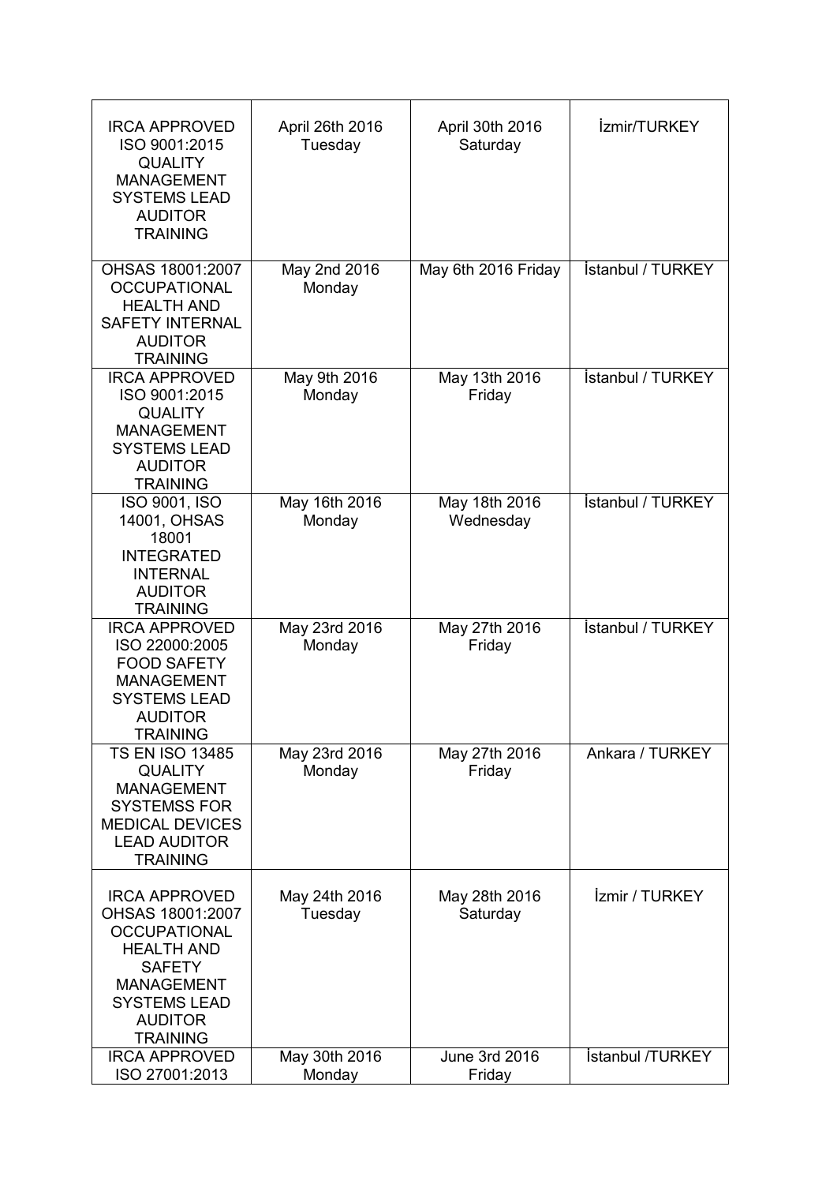| | | | |
|---|---|---|---|
| IRCA APPROVED ISO 9001:2015 QUALITY MANAGEMENT SYSTEMS LEAD AUDITOR TRAINING | April 26th 2016 Tuesday | April 30th 2016 Saturday | İzmir/TURKEY |
| OHSAS 18001:2007 OCCUPATIONAL HEALTH AND SAFETY INTERNAL AUDITOR TRAINING | May 2nd 2016 Monday | May 6th 2016 Friday | İstanbul / TURKEY |
| IRCA APPROVED ISO 9001:2015 QUALITY MANAGEMENT SYSTEMS LEAD AUDITOR TRAINING | May 9th 2016 Monday | May 13th 2016 Friday | İstanbul / TURKEY |
| ISO 9001, ISO 14001, OHSAS 18001 INTEGRATED INTERNAL AUDITOR TRAINING | May 16th 2016 Monday | May 18th 2016 Wednesday | İstanbul / TURKEY |
| IRCA APPROVED ISO 22000:2005 FOOD SAFETY MANAGEMENT SYSTEMS LEAD AUDITOR TRAINING | May 23rd 2016 Monday | May 27th 2016 Friday | İstanbul / TURKEY |
| TS EN ISO 13485 QUALITY MANAGEMENT SYSTEMSS FOR MEDICAL DEVICES LEAD AUDITOR TRAINING | May 23rd 2016 Monday | May 27th 2016 Friday | Ankara / TURKEY |
| IRCA APPROVED OHSAS 18001:2007 OCCUPATIONAL HEALTH AND SAFETY MANAGEMENT SYSTEMS LEAD AUDITOR TRAINING | May 24th 2016 Tuesday | May 28th 2016 Saturday | İzmir / TURKEY |
| IRCA APPROVED ISO 27001:2013 | May 30th 2016 Monday | June 3rd 2016 Friday | İstanbul /TURKEY |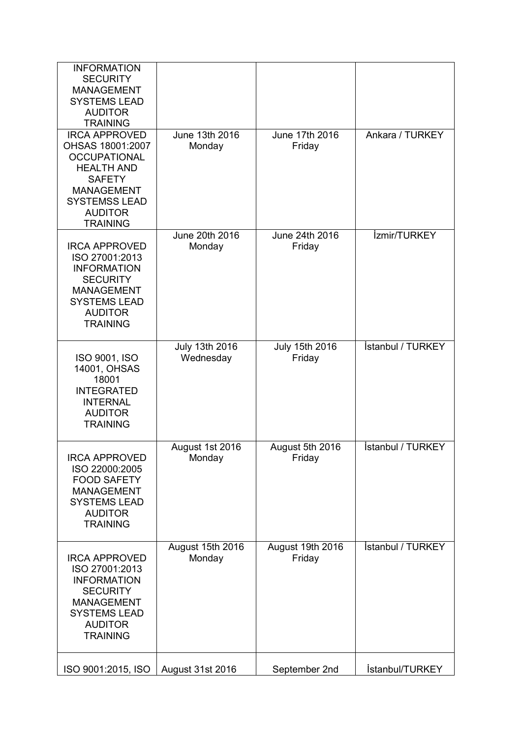| | | | |
|---|---|---|---|
| INFORMATION SECURITY MANAGEMENT SYSTEMS LEAD AUDITOR TRAINING | | | |
| IRCA APPROVED OHSAS 18001:2007 OCCUPATIONAL HEALTH AND SAFETY MANAGEMENT SYSTEMSS LEAD AUDITOR TRAINING | June 13th 2016 Monday | June 17th 2016 Friday | Ankara / TURKEY |
| IRCA APPROVED ISO 27001:2013 INFORMATION SECURITY MANAGEMENT SYSTEMS LEAD AUDITOR TRAINING | June 20th 2016 Monday | June 24th 2016 Friday | İzmir/TURKEY |
| ISO 9001, ISO 14001, OHSAS 18001 INTEGRATED INTERNAL AUDITOR TRAINING | July 13th 2016 Wednesday | July 15th 2016 Friday | İstanbul / TURKEY |
| IRCA APPROVED ISO 22000:2005 FOOD SAFETY MANAGEMENT SYSTEMS LEAD AUDITOR TRAINING | August 1st 2016 Monday | August 5th 2016 Friday | İstanbul / TURKEY |
| IRCA APPROVED ISO 27001:2013 INFORMATION SECURITY MANAGEMENT SYSTEMS LEAD AUDITOR TRAINING | August 15th 2016 Monday | August 19th 2016 Friday | İstanbul / TURKEY |
| ISO 9001:2015, ISO | August 31st 2016 | September 2nd | İstanbul/TURKEY |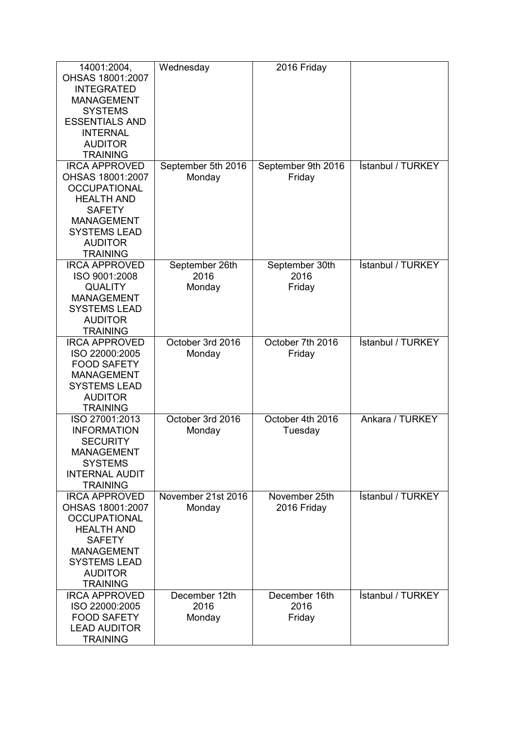| | | | |
|---|---|---|---|
| 14001:2004, OHSAS 18001:2007 INTEGRATED MANAGEMENT SYSTEMS ESSENTIALS AND INTERNAL AUDITOR TRAINING | Wednesday | 2016 Friday | |
| IRCA APPROVED OHSAS 18001:2007 OCCUPATIONAL HEALTH AND SAFETY MANAGEMENT SYSTEMS LEAD AUDITOR TRAINING | September 5th 2016 Monday | September 9th 2016 Friday | İstanbul / TURKEY |
| IRCA APPROVED ISO 9001:2008 QUALITY MANAGEMENT SYSTEMS LEAD AUDITOR TRAINING | September 26th 2016 Monday | September 30th 2016 Friday | İstanbul / TURKEY |
| IRCA APPROVED ISO 22000:2005 FOOD SAFETY MANAGEMENT SYSTEMS LEAD AUDITOR TRAINING | October 3rd 2016 Monday | October 7th 2016 Friday | İstanbul / TURKEY |
| ISO 27001:2013 INFORMATION SECURITY MANAGEMENT SYSTEMS INTERNAL AUDIT TRAINING | October 3rd 2016 Monday | October 4th 2016 Tuesday | Ankara / TURKEY |
| IRCA APPROVED OHSAS 18001:2007 OCCUPATIONAL HEALTH AND SAFETY MANAGEMENT SYSTEMS LEAD AUDITOR TRAINING | November 21st 2016 Monday | November 25th 2016 Friday | İstanbul / TURKEY |
| IRCA APPROVED ISO 22000:2005 FOOD SAFETY LEAD AUDITOR TRAINING | December 12th 2016 Monday | December 16th 2016 Friday | İstanbul / TURKEY |